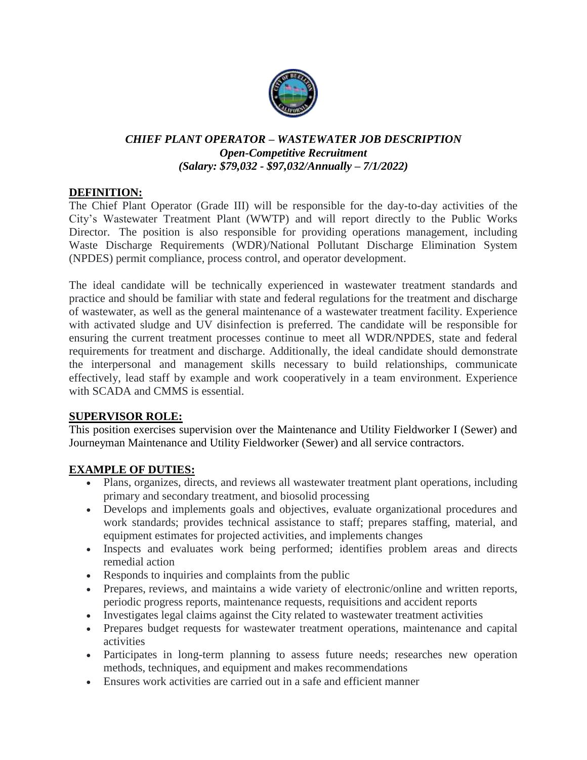# *CHIEF PLANT OPERATOR – WASTEWATER JOB DESCRIPTION*

***Open-Competitive Recruitment***

***(Salary: $79,032 - $97,032/Annually – 7/1/2022)***

## DEFINITION:

The Chief Plant Operator (Grade III) will be responsible for the day-to-day activities of the City's Wastewater Treatment Plant (WWTP) and will report directly to the Public Works Director. The position is also responsible for providing operations management, including Waste Discharge Requirements (WDR)/National Pollutant Discharge Elimination System (NPDES) permit compliance, process control, and operator development.

The ideal candidate will be technically experienced in wastewater treatment standards and practice and should be familiar with state and federal regulations for the treatment and discharge of wastewater, as well as the general maintenance of a wastewater treatment facility. Experience with activated sludge and UV disinfection is preferred. The candidate will be responsible for ensuring the current treatment processes continue to meet all WDR/NPDES, state and federal requirements for treatment and discharge. Additionally, the ideal candidate should demonstrate the interpersonal and management skills necessary to build relationships, communicate effectively, lead staff by example and work cooperatively in a team environment. Experience with SCADA and CMMS is essential.

## SUPERVISOR ROLE:

This position exercises supervision over the Maintenance and Utility Fieldworker I (Sewer) and Journeyman Maintenance and Utility Fieldworker (Sewer) and all service contractors.

## EXAMPLE OF DUTIES:

- Plans, organizes, directs, and reviews all wastewater treatment plant operations, including primary and secondary treatment, and biosolid processing
- Develops and implements goals and objectives, evaluate organizational procedures and work standards; provides technical assistance to staff; prepares staffing, material, and equipment estimates for projected activities, and implements changes
- Inspects and evaluates work being performed; identifies problem areas and directs remedial action
- Responds to inquiries and complaints from the public
- Prepares, reviews, and maintains a wide variety of electronic/online and written reports, periodic progress reports, maintenance requests, requisitions and accident reports
- Investigates legal claims against the City related to wastewater treatment activities
- Prepares budget requests for wastewater treatment operations, maintenance and capital activities
- Participates in long-term planning to assess future needs; researches new operation methods, techniques, and equipment and makes recommendations
- Ensures work activities are carried out in a safe and efficient manner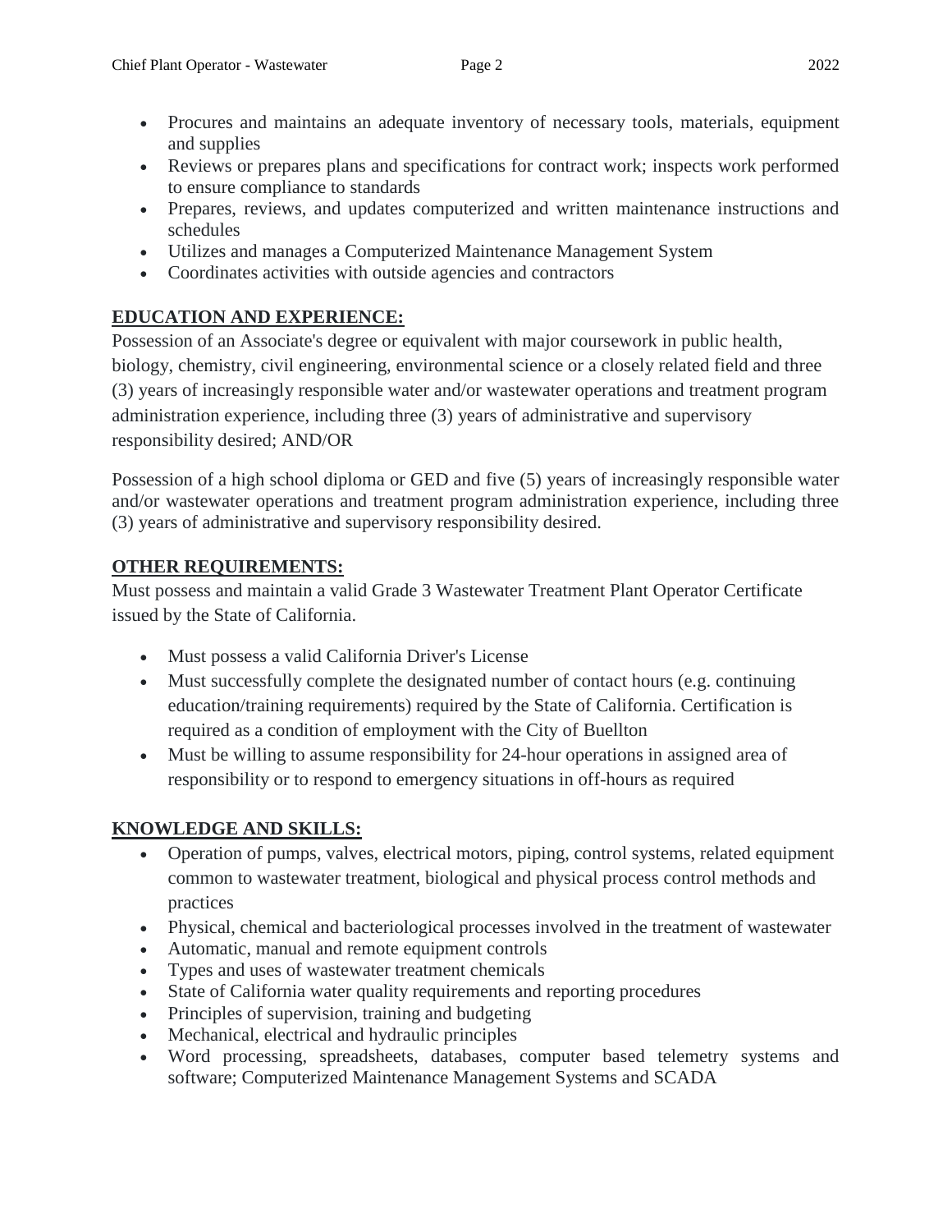- Procures and maintains an adequate inventory of necessary tools, materials, equipment and supplies
- Reviews or prepares plans and specifications for contract work; inspects work performed to ensure compliance to standards
- Prepares, reviews, and updates computerized and written maintenance instructions and schedules
- Utilizes and manages a Computerized Maintenance Management System
- Coordinates activities with outside agencies and contractors

## EDUCATION AND EXPERIENCE:

Possession of an Associate's degree or equivalent with major coursework in public health, biology, chemistry, civil engineering, environmental science or a closely related field and three (3) years of increasingly responsible water and/or wastewater operations and treatment program administration experience, including three (3) years of administrative and supervisory responsibility desired; AND/OR

Possession of a high school diploma or GED and five (5) years of increasingly responsible water and/or wastewater operations and treatment program administration experience, including three (3) years of administrative and supervisory responsibility desired.

## OTHER REQUIREMENTS:

Must possess and maintain a valid Grade 3 Wastewater Treatment Plant Operator Certificate issued by the State of California.

- Must possess a valid California Driver's License
- Must successfully complete the designated number of contact hours (e.g. continuing education/training requirements) required by the State of California. Certification is required as a condition of employment with the City of Buellton
- Must be willing to assume responsibility for 24-hour operations in assigned area of responsibility or to respond to emergency situations in off-hours as required

## KNOWLEDGE AND SKILLS:

- Operation of pumps, valves, electrical motors, piping, control systems, related equipment common to wastewater treatment, biological and physical process control methods and practices
- Physical, chemical and bacteriological processes involved in the treatment of wastewater
- Automatic, manual and remote equipment controls
- Types and uses of wastewater treatment chemicals
- State of California water quality requirements and reporting procedures
- Principles of supervision, training and budgeting
- Mechanical, electrical and hydraulic principles
- Word processing, spreadsheets, databases, computer based telemetry systems and software; Computerized Maintenance Management Systems and SCADA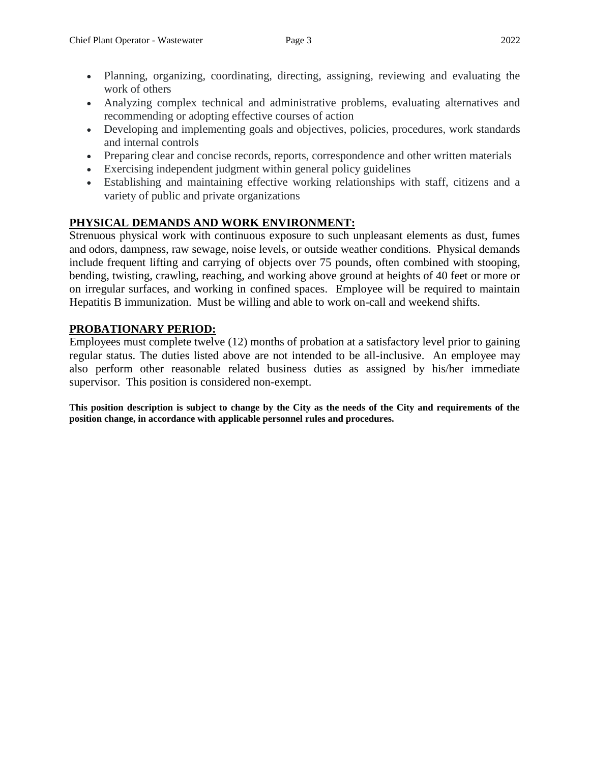- Planning, organizing, coordinating, directing, assigning, reviewing and evaluating the work of others
- Analyzing complex technical and administrative problems, evaluating alternatives and recommending or adopting effective courses of action
- Developing and implementing goals and objectives, policies, procedures, work standards and internal controls
- Preparing clear and concise records, reports, correspondence and other written materials
- Exercising independent judgment within general policy guidelines
- Establishing and maintaining effective working relationships with staff, citizens and a variety of public and private organizations

## PHYSICAL DEMANDS AND WORK ENVIRONMENT:

Strenuous physical work with continuous exposure to such unpleasant elements as dust, fumes and odors, dampness, raw sewage, noise levels, or outside weather conditions. Physical demands include frequent lifting and carrying of objects over 75 pounds, often combined with stooping, bending, twisting, crawling, reaching, and working above ground at heights of 40 feet or more or on irregular surfaces, and working in confined spaces. Employee will be required to maintain Hepatitis B immunization. Must be willing and able to work on-call and weekend shifts.

## PROBATIONARY PERIOD:

Employees must complete twelve (12) months of probation at a satisfactory level prior to gaining regular status. The duties listed above are not intended to be all-inclusive. An employee may also perform other reasonable related business duties as assigned by his/her immediate supervisor. This position is considered non-exempt.

**This position description is subject to change by the City as the needs of the City and requirements of the position change, in accordance with applicable personnel rules and procedures.**